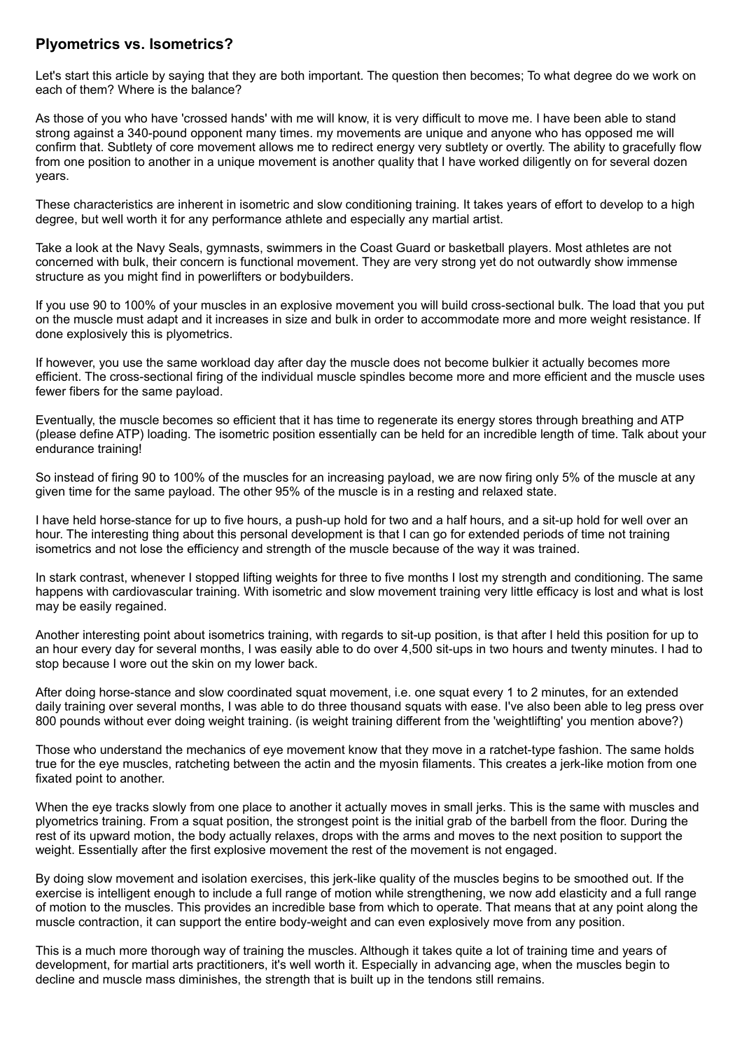## Plyometrics vs. Isometrics?

Let's start this article by saying that they are both important. The question then becomes; To what degree do we work on each of them? Where is the balance?

As those of you who have 'crossed hands' with me will know, it is very difficult to move me. I have been able to stand strong against a 340-pound opponent many times. my movements are unique and anyone who has opposed me will confirm that. Subtlety of core movement allows me to redirect energy very subtletly or overtly. The ability to gracefully flow from one position to another in a unique movement is another quality that I have worked diligently on for several dozen years.

These characteristics are inherent in isometric and slow conditioning training. It takes years of effort to develop to a high degree, but well worth it for any performance athlete and especially any martial artist.

Take a look at the Navy Seals, gymnasts, swimmers in the Coast Guard or basketball players. Most athletes are not concerned with bulk, their concern is functional movement. They are very strong yet do not outwardly show immense structure as you might find in powerlifters or bodybuilders.

If you use 90 to 100% of your muscles in an explosive movement you will build cross-sectional bulk. The load that you put on the muscle must adapt and it increases in size and bulk in order to accommodate more and more weight resistance. If done explosively this is plyometrics.

If however, you use the same workload day after day the muscle does not become bulkier it actually becomes more efficient. The cross-sectional firing of the individual muscle spindles become more and more efficient and the muscle uses fewer fibers for the same payload.

Eventually, the muscle becomes so efficient that it has time to regenerate its energy stores through breathing and ATP (please define ATP) loading. The isometric position essentially can be held for an incredible length of time. Talk about your endurance training!

So instead of firing 90 to 100% of the muscles for an increasing payload, we are now firing only 5% of the muscle at any given time for the same payload. The other 95% of the muscle is in a resting and relaxed state.

I have held horse-stance for up to five hours, a push-up hold for two and a half hours, and a sit-up hold for well over an hour. The interesting thing about this personal development is that I can go for extended periods of time not training isometrics and not lose the efficiency and strength of the muscle because of the way it was trained.

In stark contrast, whenever I stopped lifting weights for three to five months I lost my strength and conditioning. The same happens with cardiovascular training. With isometric and slow movement training very little efficacy is lost and what is lost may be easily regained.

Another interesting point about isometrics training, with regards to sit-up position, is that after I held this position for up to an hour every day for several months, I was easily able to do over 4,500 sit-ups in two hours and twenty minutes. I had to stop because I wore out the skin on my lower back.

After doing horse-stance and slow coordinated squat movement, i.e. one squat every 1 to 2 minutes, for an extended daily training over several months, I was able to do three thousand squats with ease. I've also been able to leg press over 800 pounds without ever doing weight training. (is weight training different from the 'weightlifting' you mention above?)

Those who understand the mechanics of eye movement know that they move in a ratchet-type fashion. The same holds true for the eye muscles, ratcheting between the actin and the myosin filaments. This creates a jerk-like motion from one fixated point to another.

When the eye tracks slowly from one place to another it actually moves in small jerks. This is the same with muscles and plyometrics training. From a squat position, the strongest point is the initial grab of the barbell from the floor. During the rest of its upward motion, the body actually relaxes, drops with the arms and moves to the next position to support the weight. Essentially after the first explosive movement the rest of the movement is not engaged.

By doing slow movement and isolation exercises, this jerk-like quality of the muscles begins to be smoothed out. If the exercise is intelligent enough to include a full range of motion while strengthening, we now add elasticity and a full range of motion to the muscles. This provides an incredible base from which to operate. That means that at any point along the muscle contraction, it can support the entire body-weight and can even explosively move from any position.

This is a much more thorough way of training the muscles. Although it takes quite a lot of training time and years of development, for martial arts practitioners, it's well worth it. Especially in advancing age, when the muscles begin to decline and muscle mass diminishes, the strength that is built up in the tendons still remains.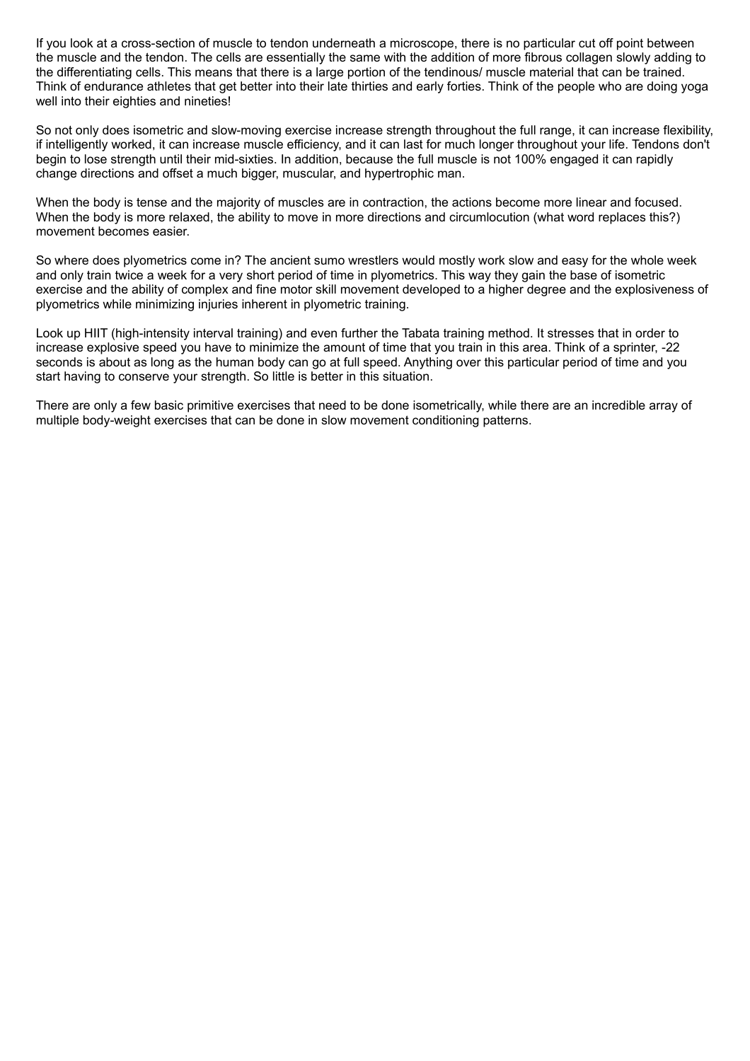If you look at a cross-section of muscle to tendon underneath a microscope, there is no particular cut off point between the muscle and the tendon. The cells are essentially the same with the addition of more fibrous collagen slowly adding to the differentiating cells. This means that there is a large portion of the tendinous/ muscle material that can be trained. Think of endurance athletes that get better into their late thirties and early forties. Think of the people who are doing yoga well into their eighties and nineties!

So not only does isometric and slow-moving exercise increase strength throughout the full range, it can increase flexibility, if intelligently worked, it can increase muscle efficiency, and it can last for much longer throughout your life. Tendons don't begin to lose strength until their mid-sixties. In addition, because the full muscle is not 100% engaged it can rapidly change directions and offset a much bigger, muscular, and hypertrophic man.

When the body is tense and the majority of muscles are in contraction, the actions become more linear and focused. When the body is more relaxed, the ability to move in more directions and circumlocution (what word replaces this?) movement becomes easier.

So where does plyometrics come in? The ancient sumo wrestlers would mostly work slow and easy for the whole week and only train twice a week for a very short period of time in plyometrics. This way they gain the base of isometric exercise and the ability of complex and fine motor skill movement developed to a higher degree and the explosiveness of plyometrics while minimizing injuries inherent in plyometric training.

Look up HIIT (high-intensity interval training) and even further the Tabata training method. It stresses that in order to increase explosive speed you have to minimize the amount of time that you train in this area. Think of a sprinter, -22 seconds is about as long as the human body can go at full speed. Anything over this particular period of time and you start having to conserve your strength. So little is better in this situation.

There are only a few basic primitive exercises that need to be done isometrically, while there are an incredible array of multiple body-weight exercises that can be done in slow movement conditioning patterns.